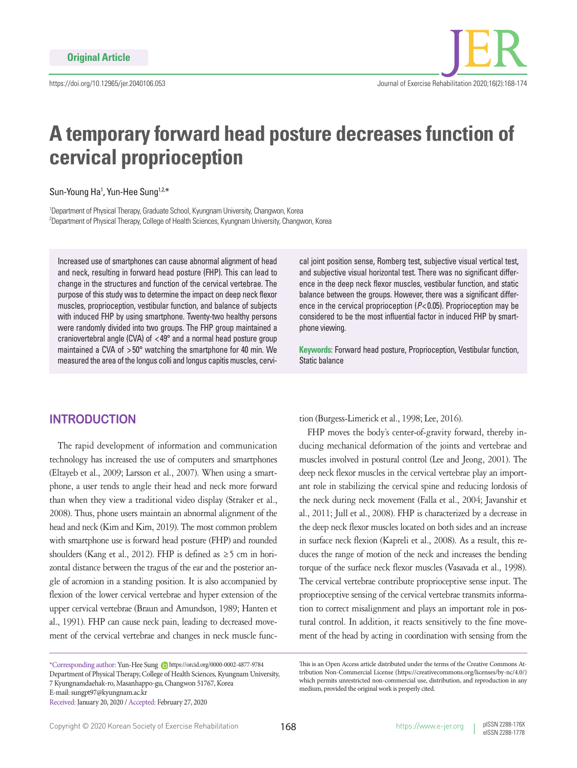Original Article

https://doi.org/10.12965/jer.2040106.053

# A temporary forward head posture decreases function of cervical proprioception

Sun-Young Ha[1], Yun-Hee Sung[1,2,*]

[1]Department of Physical Therapy, Graduate School, Kyungnam University, Changwon, Korea
[2]Department of Physical Therapy, College of Health Sciences, Kyungnam University, Changwon, Korea

Increased use of smartphones can cause abnormal alignment of head and neck, resulting in forward head posture (FHP). This can lead to change in the structures and function of the cervical vertebrae. The purpose of this study was to determine the impact on deep neck flexor muscles, proprioception, vestibular function, and balance of subjects with induced FHP by using smartphone. Twenty-two healthy persons were randomly divided into two groups. The FHP group maintained a craniovertebral angle (CVA) of <49° and a normal head posture group maintained a CVA of >50° watching the smartphone for 40 min. We measured the area of the longus colli and longus capitis muscles, cervical joint position sense, Romberg test, subjective visual vertical test, and subjective visual horizontal test. There was no significant difference in the deep neck flexor muscles, vestibular function, and static balance between the groups. However, there was a significant difference in the cervical proprioception ($P<0.05$). Proprioception may be considered to be the most influential factor in induced FHP by smartphone viewing.

**Keywords:** Forward head posture, Proprioception, Vestibular function, Static balance

## INTRODUCTION

The rapid development of information and communication technology has increased the use of computers and smartphones (Eltayeb et al., 2009; Larsson et al., 2007). When using a smartphone, a user tends to angle their head and neck more forward than when they view a traditional video display (Straker et al., 2008). Thus, phone users maintain an abnormal alignment of the head and neck (Kim and Kim, 2019). The most common problem with smartphone use is forward head posture (FHP) and rounded shoulders (Kang et al., 2012). FHP is defined as ≥5 cm in horizontal distance between the tragus of the ear and the posterior angle of acromion in a standing position. It is also accompanied by flexion of the lower cervical vertebrae and hyper extension of the upper cervical vertebrae (Braun and Amundson, 1989; Hanten et al., 1991). FHP can cause neck pain, leading to decreased movement of the cervical vertebrae and changes in neck muscle function (Burgess-Limerick et al., 1998; Lee, 2016).

FHP moves the body's center-of-gravity forward, thereby inducing mechanical deformation of the joints and vertebrae and muscles involved in postural control (Lee and Jeong, 2001). The deep neck flexor muscles in the cervical vertebrae play an important role in stabilizing the cervical spine and reducing lordosis of the neck during neck movement (Falla et al., 2004; Javanshir et al., 2011; Jull et al., 2008). FHP is characterized by a decrease in the deep neck flexor muscles located on both sides and an increase in surface neck flexion (Kapreli et al., 2008). As a result, this reduces the range of motion of the neck and increases the bending torque of the surface neck flexor muscles (Vasavada et al., 1998). The cervical vertebrae contribute proprioceptive sense input. The proprioceptive sensing of the cervical vertebrae transmits information to correct misalignment and plays an important role in postural control. In addition, it reacts sensitively to the fine movement of the head by acting in coordination with sensing from the

*Corresponding author: Yun-Hee Sung https://orcid.org/0000-0002-4877-9784
Department of Physical Therapy, College of Health Sciences, Kyungnam University, 7 Kyungnamdaehak-ro, Masanhappo-gu, Changwon 51767, Korea
E-mail: sungpt97@kyungnam.ac.kr
Received: January 20, 2020 / Accepted: February 27, 2020

This is an Open Access article distributed under the terms of the Creative Commons Attribution Non-Commercial License (https://creativecommons.org/licenses/by-nc/4.0/) which permits unrestricted non-commercial use, distribution, and reproduction in any medium, provided the original work is properly cited.

Copyright © 2020 Korean Society of Exercise Rehabilitation
pISSN 2288-176X
eISSN 2288-1778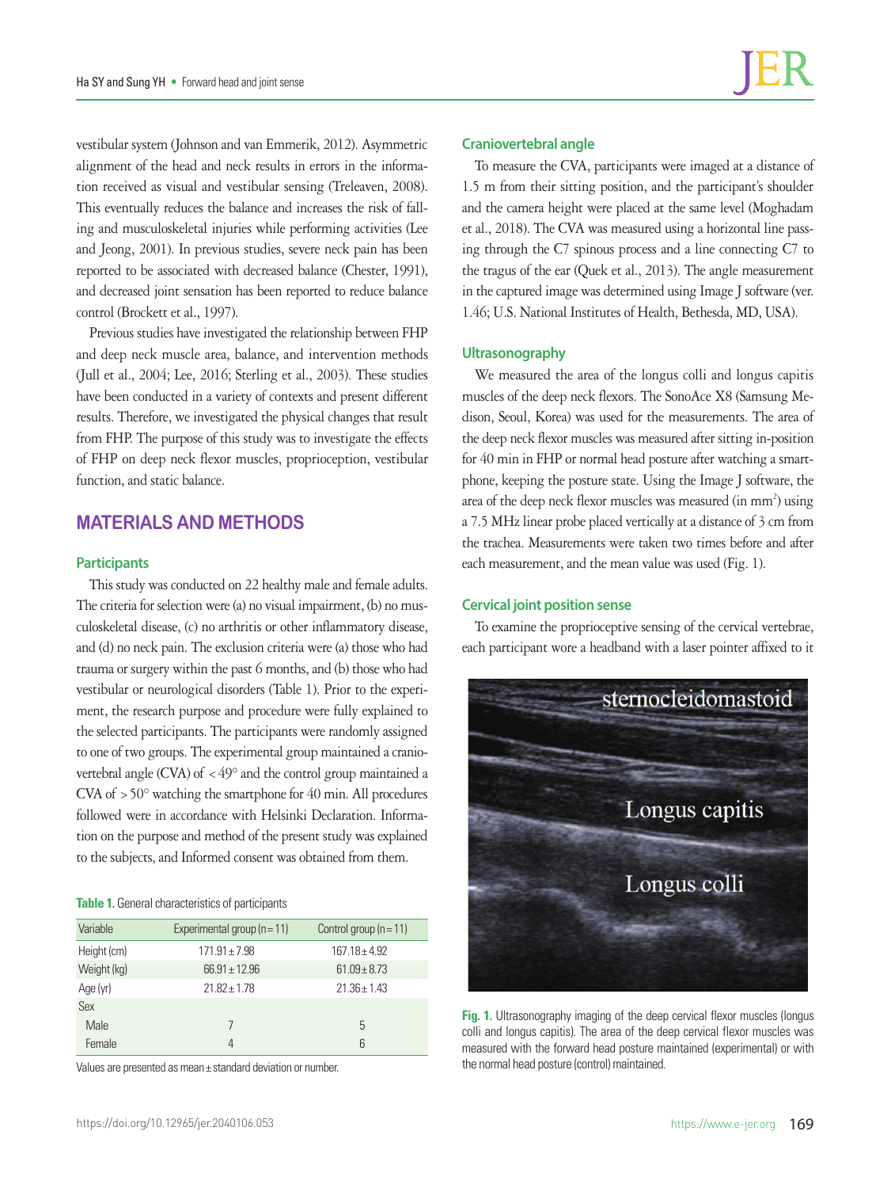vestibular system (Johnson and van Emmerik, 2012). Asymmetric alignment of the head and neck results in errors in the information received as visual and vestibular sensing (Treleaven, 2008). This eventually reduces the balance and increases the risk of falling and musculoskeletal injuries while performing activities (Lee and Jeong, 2001). In previous studies, severe neck pain has been reported to be associated with decreased balance (Chester, 1991), and decreased joint sensation has been reported to reduce balance control (Brockett et al., 1997).

Previous studies have investigated the relationship between FHP and deep neck muscle area, balance, and intervention methods (Jull et al., 2004; Lee, 2016; Sterling et al., 2003). These studies have been conducted in a variety of contexts and present different results. Therefore, we investigated the physical changes that result from FHP. The purpose of this study was to investigate the effects of FHP on deep neck flexor muscles, proprioception, vestibular function, and static balance.

## MATERIALS AND METHODS

### Participants

This study was conducted on 22 healthy male and female adults. The criteria for selection were (a) no visual impairment, (b) no musculoskeletal disease, (c) no arthritis or other inflammatory disease, and (d) no neck pain. The exclusion criteria were (a) those who had trauma or surgery within the past 6 months, and (b) those who had vestibular or neurological disorders (Table 1). Prior to the experiment, the research purpose and procedure were fully explained to the selected participants. The participants were randomly assigned to one of two groups. The experimental group maintained a craniovertebral angle (CVA) of <49° and the control group maintained a CVA of >50° watching the smartphone for 40 min. All procedures followed were in accordance with Helsinki Declaration. Information on the purpose and method of the present study was explained to the subjects, and Informed consent was obtained from them.

**Table 1.** General characteristics of participants

| Variable | Experimental group (n=11) | Control group (n=11) |
|---|---|---|
| Height (cm) | 171.91±7.98 | 167.18±4.92 |
| Weight (kg) | 66.91±12.96 | 61.09±8.73 |
| Age (yr) | 21.82±1.78 | 21.36±1.43 |
| Sex | | |
| Male | 7 | 5 |
| Female | 4 | 6 |

Values are presented as mean±standard deviation or number.

### Craniovertebral angle

To measure the CVA, participants were imaged at a distance of 1.5 m from their sitting position, and the participant's shoulder and the camera height were placed at the same level (Moghadam et al., 2018). The CVA was measured using a horizontal line passing through the C7 spinous process and a line connecting C7 to the tragus of the ear (Quek et al., 2013). The angle measurement in the captured image was determined using Image J software (ver. 1.46; U.S. National Institutes of Health, Bethesda, MD, USA).

### Ultrasonography

We measured the area of the longus colli and longus capitis muscles of the deep neck flexors. The SonoAce X8 (Samsung Medison, Seoul, Korea) was used for the measurements. The area of the deep neck flexor muscles was measured after sitting in-position for 40 min in FHP or normal head posture after watching a smartphone, keeping the posture state. Using the Image J software, the area of the deep neck flexor muscles was measured (in $mm^2$) using a 7.5 MHz linear probe placed vertically at a distance of 3 cm from the trachea. Measurements were taken two times before and after each measurement, and the mean value was used (Fig. 1).

### Cervical joint position sense

To examine the proprioceptive sensing of the cervical vertebrae, each participant wore a headband with a laser pointer affixed to it

**Fig. 1.** Ultrasonography imaging of the deep cervical flexor muscles (longus colli and longus capitis). The area of the deep cervical flexor muscles was measured with the forward head posture maintained (experimental) or with the normal head posture (control) maintained.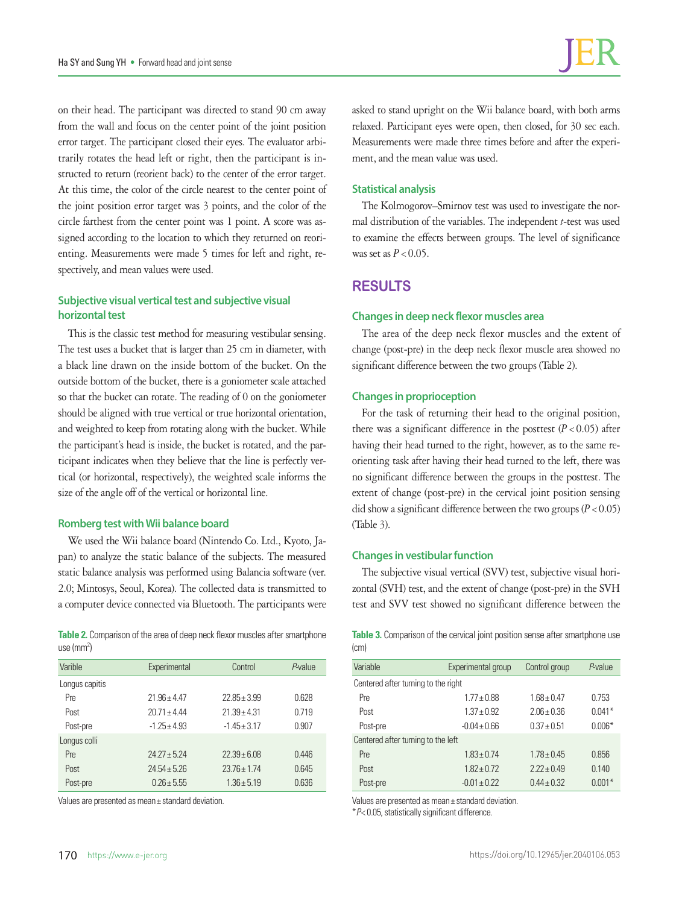on their head. The participant was directed to stand 90 cm away from the wall and focus on the center point of the joint position error target. The participant closed their eyes. The evaluator arbitrarily rotates the head left or right, then the participant is instructed to return (reorient back) to the center of the error target. At this time, the color of the circle nearest to the center point of the joint position error target was 3 points, and the color of the circle farthest from the center point was 1 point. A score was assigned according to the location to which they returned on reorienting. Measurements were made 5 times for left and right, respectively, and mean values were used.

### Subjective visual vertical test and subjective visual horizontal test

This is the classic test method for measuring vestibular sensing. The test uses a bucket that is larger than 25 cm in diameter, with a black line drawn on the inside bottom of the bucket. On the outside bottom of the bucket, there is a goniometer scale attached so that the bucket can rotate. The reading of 0 on the goniometer should be aligned with true vertical or true horizontal orientation, and weighted to keep from rotating along with the bucket. While the participant's head is inside, the bucket is rotated, and the participant indicates when they believe that the line is perfectly vertical (or horizontal, respectively), the weighted scale informs the size of the angle off of the vertical or horizontal line.

### Romberg test with Wii balance board

We used the Wii balance board (Nintendo Co. Ltd., Kyoto, Japan) to analyze the static balance of the subjects. The measured static balance analysis was performed using Balancia software (ver. 2.0; Mintosys, Seoul, Korea). The collected data is transmitted to a computer device connected via Bluetooth. The participants were asked to stand upright on the Wii balance board, with both arms relaxed. Participant eyes were open, then closed, for 30 sec each. Measurements were made three times before and after the experiment, and the mean value was used.

**Table 2.** Comparison of the area of deep neck flexor muscles after smartphone use (mm$^2$)

| Varible | Experimental | Control | *P*-value |
|---|---|---|---|
| Longus capitis | | | |
| Pre | 21.96±4.47 | 22.85±3.99 | 0.628 |
| Post | 20.71±4.44 | 21.39±4.31 | 0.719 |
| Post-pre | -1.25±4.93 | -1.45±3.17 | 0.907 |
| Longus colli | | | |
| Pre | 24.27±5.24 | 22.39±6.08 | 0.446 |
| Post | 24.54±5.26 | 23.76±1.74 | 0.645 |
| Post-pre | 0.26±5.55 | 1.36±5.19 | 0.636 |

Values are presented as mean±standard deviation.

### Statistical analysis

The Kolmogorov–Smirnov test was used to investigate the normal distribution of the variables. The independent *t*-test was used to examine the effects between groups. The level of significance was set as $P<0.05$.

## RESULTS

### Changes in deep neck flexor muscles area

The area of the deep neck flexor muscles and the extent of change (post-pre) in the deep neck flexor muscle area showed no significant difference between the two groups (Table 2).

### Changes in proprioception

For the task of returning their head to the original position, there was a significant difference in the posttest ($P<0.05$) after having their head turned to the right, however, as to the same reorienting task after having their head turned to the left, there was no significant difference between the groups in the posttest. The extent of change (post-pre) in the cervical joint position sensing did show a significant difference between the two groups ($P<0.05$) (Table 3).

### Changes in vestibular function

The subjective visual vertical (SVV) test, subjective visual horizontal (SVH) test, and the extent of change (post-pre) in the SVH test and SVV test showed no significant difference between the

**Table 3.** Comparison of the cervical joint position sense after smartphone use (cm)

| Variable | Experimental group | Control group | *P*-value |
|---|---|---|---|
| Centered after turning to the right | | | |
| Pre | 1.77±0.88 | 1.68±0.47 | 0.753 |
| Post | 1.37±0.92 | 2.06±0.36 | 0.041* |
| Post-pre | -0.04±0.66 | 0.37±0.51 | 0.006* |
| Centered after turning to the left | | | |
| Pre | 1.83±0.74 | 1.78±0.45 | 0.856 |
| Post | 1.82±0.72 | 2.22±0.49 | 0.140 |
| Post-pre | -0.01±0.22 | 0.44±0.32 | 0.001* |

Values are presented as mean±standard deviation.
*$P<0.05$, statistically significant difference.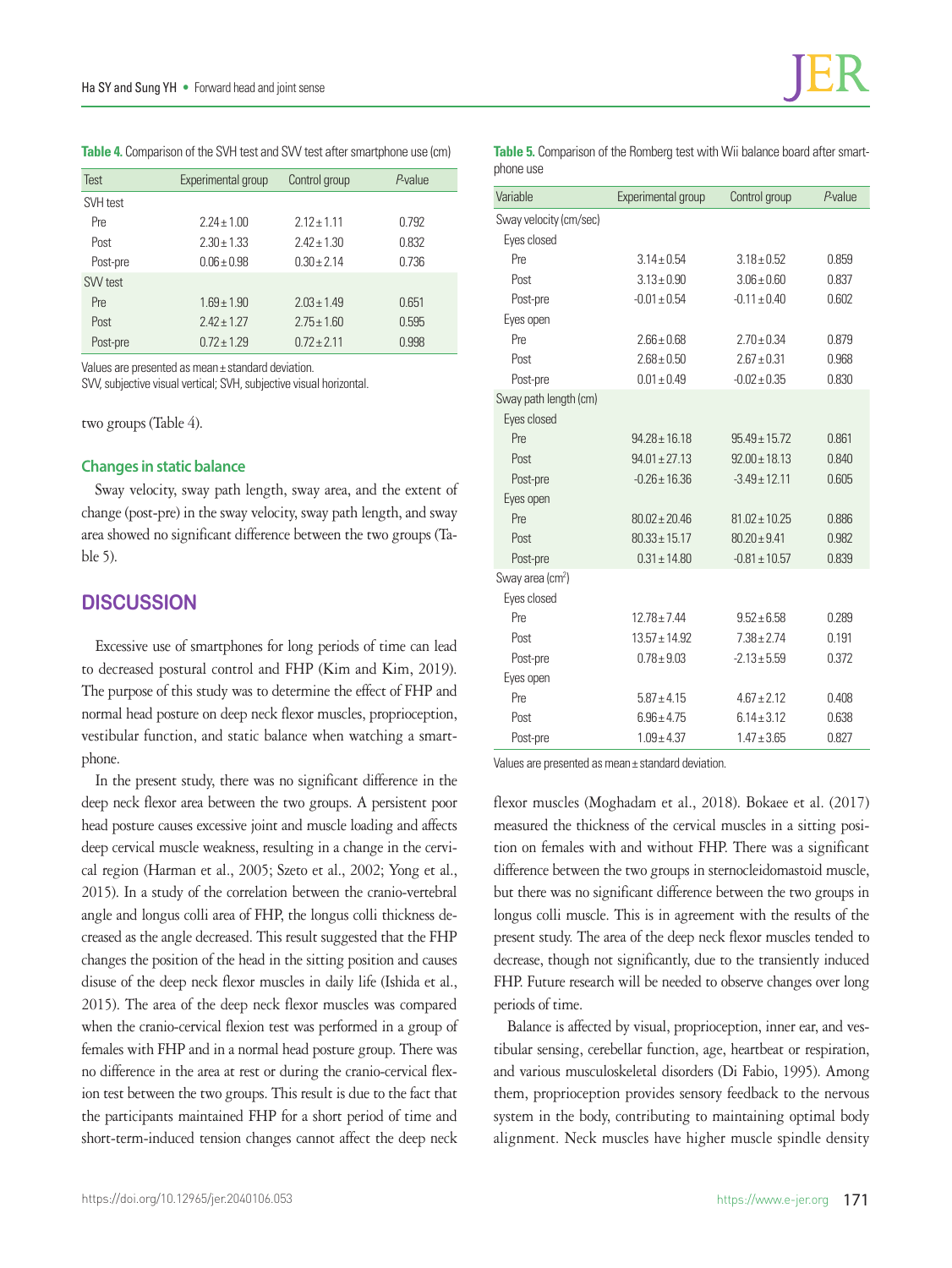**Table 4.** Comparison of the SVH test and SVV test after smartphone use (cm)

| Test | Experimental group | Control group | *P*-value |
|---|---|---|---|
| SVH test | | | |
| Pre | 2.24±1.00 | 2.12±1.11 | 0.792 |
| Post | 2.30±1.33 | 2.42±1.30 | 0.832 |
| Post-pre | 0.06±0.98 | 0.30±2.14 | 0.736 |
| SVV test | | | |
| Pre | 1.69±1.90 | 2.03±1.49 | 0.651 |
| Post | 2.42±1.27 | 2.75±1.60 | 0.595 |
| Post-pre | 0.72±1.29 | 0.72±2.11 | 0.998 |

Values are presented as mean±standard deviation.
SVV, subjective visual vertical; SVH, subjective visual horizontal.

two groups (Table 4).

### Changes in static balance

Sway velocity, sway path length, sway area, and the extent of change (post-pre) in the sway velocity, sway path length, and sway area showed no significant difference between the two groups (Table 5).

**Table 5.** Comparison of the Romberg test with Wii balance board after smartphone use

| Variable | Experimental group | Control group | *P*-value |
|---|---|---|---|
| Sway velocity (cm/sec) | | | |
| Eyes closed | | | |
| Pre | 3.14±0.54 | 3.18±0.52 | 0.859 |
| Post | 3.13±0.90 | 3.06±0.60 | 0.837 |
| Post-pre | -0.01±0.54 | -0.11±0.40 | 0.602 |
| Eyes open | | | |
| Pre | 2.66±0.68 | 2.70±0.34 | 0.879 |
| Post | 2.68±0.50 | 2.67±0.31 | 0.968 |
| Post-pre | 0.01±0.49 | -0.02±0.35 | 0.830 |
| Sway path length (cm) | | | |
| Eyes closed | | | |
| Pre | 94.28±16.18 | 95.49±15.72 | 0.861 |
| Post | 94.01±27.13 | 92.00±18.13 | 0.840 |
| Post-pre | -0.26±16.36 | -3.49±12.11 | 0.605 |
| Eyes open | | | |
| Pre | 80.02±20.46 | 81.02±10.25 | 0.886 |
| Post | 80.33±15.17 | 80.20±9.41 | 0.982 |
| Post-pre | 0.31±14.80 | -0.81±10.57 | 0.839 |
| Sway area ($cm^2$) | | | |
| Eyes closed | | | |
| Pre | 12.78±7.44 | 9.52±6.58 | 0.289 |
| Post | 13.57±14.92 | 7.38±2.74 | 0.191 |
| Post-pre | 0.78±9.03 | -2.13±5.59 | 0.372 |
| Eyes open | | | |
| Pre | 5.87±4.15 | 4.67±2.12 | 0.408 |
| Post | 6.96±4.75 | 6.14±3.12 | 0.638 |
| Post-pre | 1.09±4.37 | 1.47±3.65 | 0.827 |

Values are presented as mean±standard deviation.

## DISCUSSION

Excessive use of smartphones for long periods of time can lead to decreased postural control and FHP (Kim and Kim, 2019). The purpose of this study was to determine the effect of FHP and normal head posture on deep neck flexor muscles, proprioception, vestibular function, and static balance when watching a smartphone.

In the present study, there was no significant difference in the deep neck flexor area between the two groups. A persistent poor head posture causes excessive joint and muscle loading and affects deep cervical muscle weakness, resulting in a change in the cervical region (Harman et al., 2005; Szeto et al., 2002; Yong et al., 2015). In a study of the correlation between the cranio-vertebral angle and longus colli area of FHP, the longus colli thickness decreased as the angle decreased. This result suggested that the FHP changes the position of the head in the sitting position and causes disuse of the deep neck flexor muscles in daily life (Ishida et al., 2015). The area of the deep neck flexor muscles was compared when the cranio-cervical flexion test was performed in a group of females with FHP and in a normal head posture group. There was no difference in the area at rest or during the cranio-cervical flexion test between the two groups. This result is due to the fact that the participants maintained FHP for a short period of time and short-term-induced tension changes cannot affect the deep neck flexor muscles (Moghadam et al., 2018). Bokaee et al. (2017) measured the thickness of the cervical muscles in a sitting position on females with and without FHP. There was a significant difference between the two groups in sternocleidomastoid muscle, but there was no significant difference between the two groups in longus colli muscle. This is in agreement with the results of the present study. The area of the deep neck flexor muscles tended to decrease, though not significantly, due to the transiently induced FHP. Future research will be needed to observe changes over long periods of time.

Balance is affected by visual, proprioception, inner ear, and vestibular sensing, cerebellar function, age, heartbeat or respiration, and various musculoskeletal disorders (Di Fabio, 1995). Among them, proprioception provides sensory feedback to the nervous system in the body, contributing to maintaining optimal body alignment. Neck muscles have higher muscle spindle density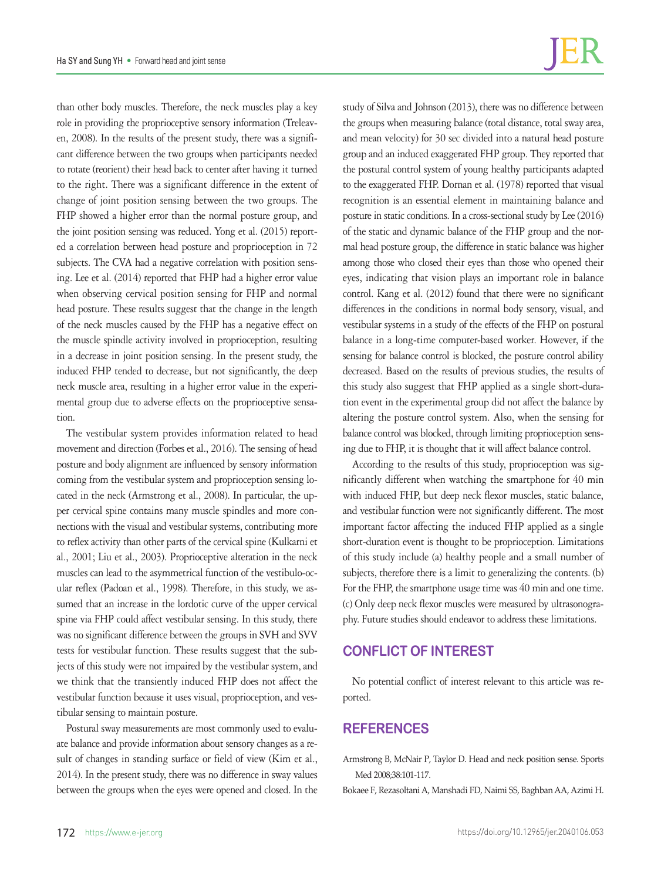than other body muscles. Therefore, the neck muscles play a key role in providing the proprioceptive sensory information (Treleaven, 2008). In the results of the present study, there was a significant difference between the two groups when participants needed to rotate (reorient) their head back to center after having it turned to the right. There was a significant difference in the extent of change of joint position sensing between the two groups. The FHP showed a higher error than the normal posture group, and the joint position sensing was reduced. Yong et al. (2015) reported a correlation between head posture and proprioception in 72 subjects. The CVA had a negative correlation with position sensing. Lee et al. (2014) reported that FHP had a higher error value when observing cervical position sensing for FHP and normal head posture. These results suggest that the change in the length of the neck muscles caused by the FHP has a negative effect on the muscle spindle activity involved in proprioception, resulting in a decrease in joint position sensing. In the present study, the induced FHP tended to decrease, but not significantly, the deep neck muscle area, resulting in a higher error value in the experimental group due to adverse effects on the proprioceptive sensation.

The vestibular system provides information related to head movement and direction (Forbes et al., 2016). The sensing of head posture and body alignment are influenced by sensory information coming from the vestibular system and proprioception sensing located in the neck (Armstrong et al., 2008). In particular, the upper cervical spine contains many muscle spindles and more connections with the visual and vestibular systems, contributing more to reflex activity than other parts of the cervical spine (Kulkarni et al., 2001; Liu et al., 2003). Proprioceptive alteration in the neck muscles can lead to the asymmetrical function of the vestibulo-ocular reflex (Padoan et al., 1998). Therefore, in this study, we assumed that an increase in the lordotic curve of the upper cervical spine via FHP could affect vestibular sensing. In this study, there was no significant difference between the groups in SVH and SVV tests for vestibular function. These results suggest that the subjects of this study were not impaired by the vestibular system, and we think that the transiently induced FHP does not affect the vestibular function because it uses visual, proprioception, and vestibular sensing to maintain posture.

Postural sway measurements are most commonly used to evaluate balance and provide information about sensory changes as a result of changes in standing surface or field of view (Kim et al., 2014). In the present study, there was no difference in sway values between the groups when the eyes were opened and closed. In the study of Silva and Johnson (2013), there was no difference between the groups when measuring balance (total distance, total sway area, and mean velocity) for 30 sec divided into a natural head posture group and an induced exaggerated FHP group. They reported that the postural control system of young healthy participants adapted to the exaggerated FHP. Dornan et al. (1978) reported that visual recognition is an essential element in maintaining balance and posture in static conditions. In a cross-sectional study by Lee (2016) of the static and dynamic balance of the FHP group and the normal head posture group, the difference in static balance was higher among those who closed their eyes than those who opened their eyes, indicating that vision plays an important role in balance control. Kang et al. (2012) found that there were no significant differences in the conditions in normal body sensory, visual, and vestibular systems in a study of the effects of the FHP on postural balance in a long-time computer-based worker. However, if the sensing for balance control is blocked, the posture control ability decreased. Based on the results of previous studies, the results of this study also suggest that FHP applied as a single short-duration event in the experimental group did not affect the balance by altering the posture control system. Also, when the sensing for balance control was blocked, through limiting proprioception sensing due to FHP, it is thought that it will affect balance control.

According to the results of this study, proprioception was significantly different when watching the smartphone for 40 min with induced FHP, but deep neck flexor muscles, static balance, and vestibular function were not significantly different. The most important factor affecting the induced FHP applied as a single short-duration event is thought to be proprioception. Limitations of this study include (a) healthy people and a small number of subjects, therefore there is a limit to generalizing the contents. (b) For the FHP, the smartphone usage time was 40 min and one time. (c) Only deep neck flexor muscles were measured by ultrasonography. Future studies should endeavor to address these limitations.

## CONFLICT OF INTEREST

No potential conflict of interest relevant to this article was reported.

## REFERENCES

Armstrong B, McNair P, Taylor D. Head and neck position sense. Sports Med 2008;38:101-117.

Bokaee F, Rezasoltani A, Manshadi FD, Naimi SS, Baghban AA, Azimi H.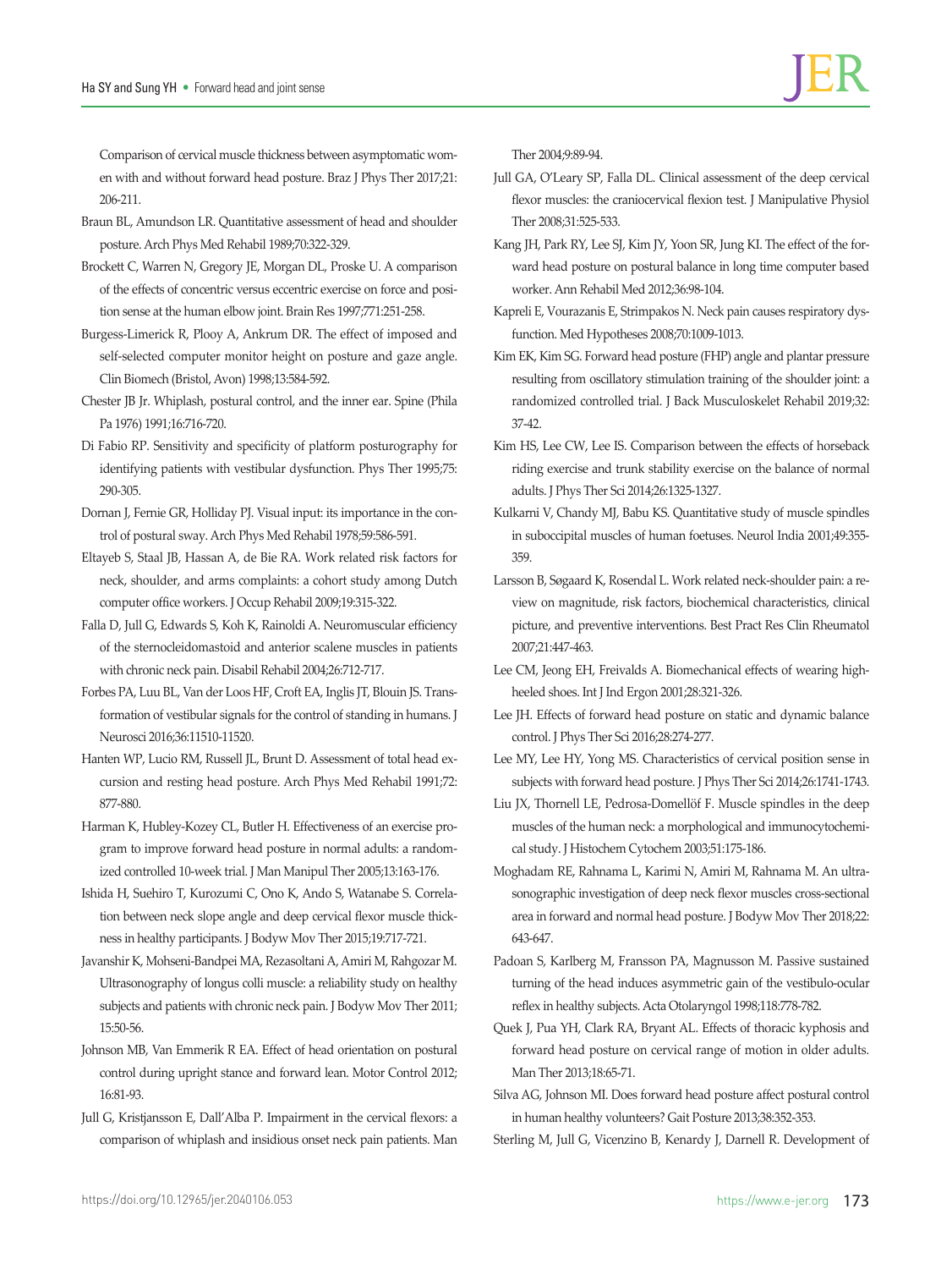Comparison of cervical muscle thickness between asymptomatic women with and without forward head posture. Braz J Phys Ther 2017;21:206-211.

Braun BL, Amundson LR. Quantitative assessment of head and shoulder posture. Arch Phys Med Rehabil 1989;70:322-329.

Brockett C, Warren N, Gregory JE, Morgan DL, Proske U. A comparison of the effects of concentric versus eccentric exercise on force and position sense at the human elbow joint. Brain Res 1997;771:251-258.

Burgess-Limerick R, Plooy A, Ankrum DR. The effect of imposed and self-selected computer monitor height on posture and gaze angle. Clin Biomech (Bristol, Avon) 1998;13:584-592.

Chester JB Jr. Whiplash, postural control, and the inner ear. Spine (Phila Pa 1976) 1991;16:716-720.

Di Fabio RP. Sensitivity and specificity of platform posturography for identifying patients with vestibular dysfunction. Phys Ther 1995;75:290-305.

Dornan J, Fernie GR, Holliday PJ. Visual input: its importance in the control of postural sway. Arch Phys Med Rehabil 1978;59:586-591.

Eltayeb S, Staal JB, Hassan A, de Bie RA. Work related risk factors for neck, shoulder, and arms complaints: a cohort study among Dutch computer office workers. J Occup Rehabil 2009;19:315-322.

Falla D, Jull G, Edwards S, Koh K, Rainoldi A. Neuromuscular efficiency of the sternocleidomastoid and anterior scalene muscles in patients with chronic neck pain. Disabil Rehabil 2004;26:712-717.

Forbes PA, Luu BL, Van der Loos HF, Croft EA, Inglis JT, Blouin JS. Transformation of vestibular signals for the control of standing in humans. J Neurosci 2016;36:11510-11520.

Hanten WP, Lucio RM, Russell JL, Brunt D. Assessment of total head excursion and resting head posture. Arch Phys Med Rehabil 1991;72:877-880.

Harman K, Hubley-Kozey CL, Butler H. Effectiveness of an exercise program to improve forward head posture in normal adults: a randomized controlled 10-week trial. J Man Manipul Ther 2005;13:163-176.

Ishida H, Suehiro T, Kurozumi C, Ono K, Ando S, Watanabe S. Correlation between neck slope angle and deep cervical flexor muscle thickness in healthy participants. J Bodyw Mov Ther 2015;19:717-721.

Javanshir K, Mohseni-Bandpei MA, Rezasoltani A, Amiri M, Rahgozar M. Ultrasonography of longus colli muscle: a reliability study on healthy subjects and patients with chronic neck pain. J Bodyw Mov Ther 2011;15:50-56.

Johnson MB, Van Emmerik R EA. Effect of head orientation on postural control during upright stance and forward lean. Motor Control 2012;16:81-93.

Jull G, Kristjansson E, Dall'Alba P. Impairment in the cervical flexors: a comparison of whiplash and insidious onset neck pain patients. Man Ther 2004;9:89-94.

Jull GA, O'Leary SP, Falla DL. Clinical assessment of the deep cervical flexor muscles: the craniocervical flexion test. J Manipulative Physiol Ther 2008;31:525-533.

Kang JH, Park RY, Lee SJ, Kim JY, Yoon SR, Jung KI. The effect of the forward head posture on postural balance in long time computer based worker. Ann Rehabil Med 2012;36:98-104.

Kapreli E, Vourazanis E, Strimpakos N. Neck pain causes respiratory dysfunction. Med Hypotheses 2008;70:1009-1013.

Kim EK, Kim SG. Forward head posture (FHP) angle and plantar pressure resulting from oscillatory stimulation training of the shoulder joint: a randomized controlled trial. J Back Musculoskelet Rehabil 2019;32:37-42.

Kim HS, Lee CW, Lee IS. Comparison between the effects of horseback riding exercise and trunk stability exercise on the balance of normal adults. J Phys Ther Sci 2014;26:1325-1327.

Kulkarni V, Chandy MJ, Babu KS. Quantitative study of muscle spindles in suboccipital muscles of human foetuses. Neurol India 2001;49:355-359.

Larsson B, Søgaard K, Rosendal L. Work related neck-shoulder pain: a review on magnitude, risk factors, biochemical characteristics, clinical picture, and preventive interventions. Best Pract Res Clin Rheumatol 2007;21:447-463.

Lee CM, Jeong EH, Freivalds A. Biomechanical effects of wearing high-heeled shoes. Int J Ind Ergon 2001;28:321-326.

Lee JH. Effects of forward head posture on static and dynamic balance control. J Phys Ther Sci 2016;28:274-277.

Lee MY, Lee HY, Yong MS. Characteristics of cervical position sense in subjects with forward head posture. J Phys Ther Sci 2014;26:1741-1743.

Liu JX, Thornell LE, Pedrosa-Domellöf F. Muscle spindles in the deep muscles of the human neck: a morphological and immunocytochemical study. J Histochem Cytochem 2003;51:175-186.

Moghadam RE, Rahnama L, Karimi N, Amiri M, Rahnama M. An ultrasonographic investigation of deep neck flexor muscles cross-sectional area in forward and normal head posture. J Bodyw Mov Ther 2018;22:643-647.

Padoan S, Karlberg M, Fransson PA, Magnusson M. Passive sustained turning of the head induces asymmetric gain of the vestibulo-ocular reflex in healthy subjects. Acta Otolaryngol 1998;118:778-782.

Quek J, Pua YH, Clark RA, Bryant AL. Effects of thoracic kyphosis and forward head posture on cervical range of motion in older adults. Man Ther 2013;18:65-71.

Silva AG, Johnson MI. Does forward head posture affect postural control in human healthy volunteers? Gait Posture 2013;38:352-353.

Sterling M, Jull G, Vicenzino B, Kenardy J, Darnell R. Development of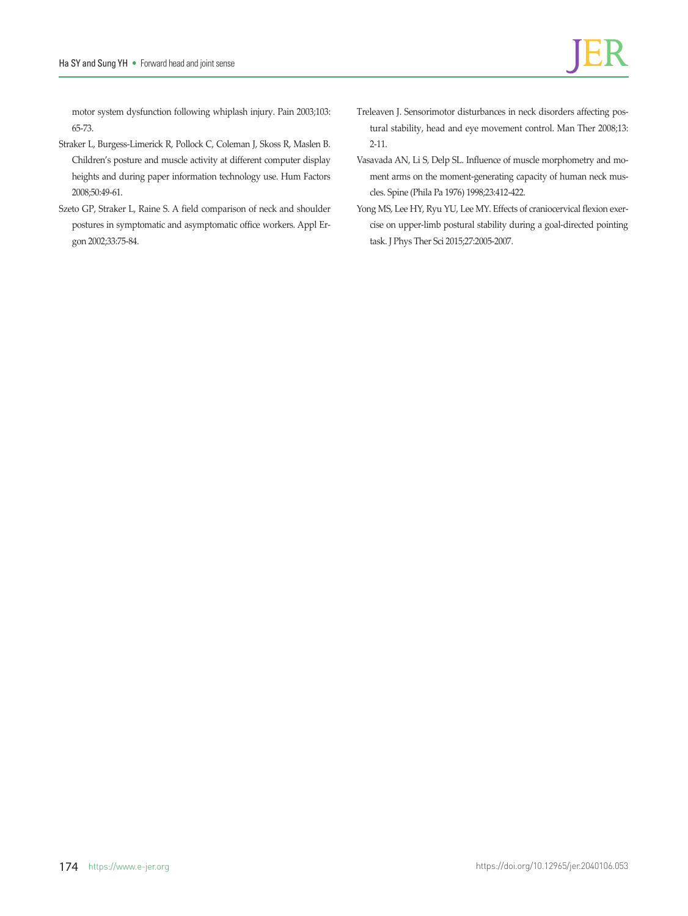motor system dysfunction following whiplash injury. Pain 2003;103: 65-73.

Straker L, Burgess-Limerick R, Pollock C, Coleman J, Skoss R, Maslen B. Children's posture and muscle activity at different computer display heights and during paper information technology use. Hum Factors 2008;50:49-61.

Szeto GP, Straker L, Raine S. A field comparison of neck and shoulder postures in symptomatic and asymptomatic office workers. Appl Ergon 2002;33:75-84.

Treleaven J. Sensorimotor disturbances in neck disorders affecting postural stability, head and eye movement control. Man Ther 2008;13: 2-11.

Vasavada AN, Li S, Delp SL. Influence of muscle morphometry and moment arms on the moment-generating capacity of human neck muscles. Spine (Phila Pa 1976) 1998;23:412-422.

Yong MS, Lee HY, Ryu YU, Lee MY. Effects of craniocervical flexion exercise on upper-limb postural stability during a goal-directed pointing task. J Phys Ther Sci 2015;27:2005-2007.